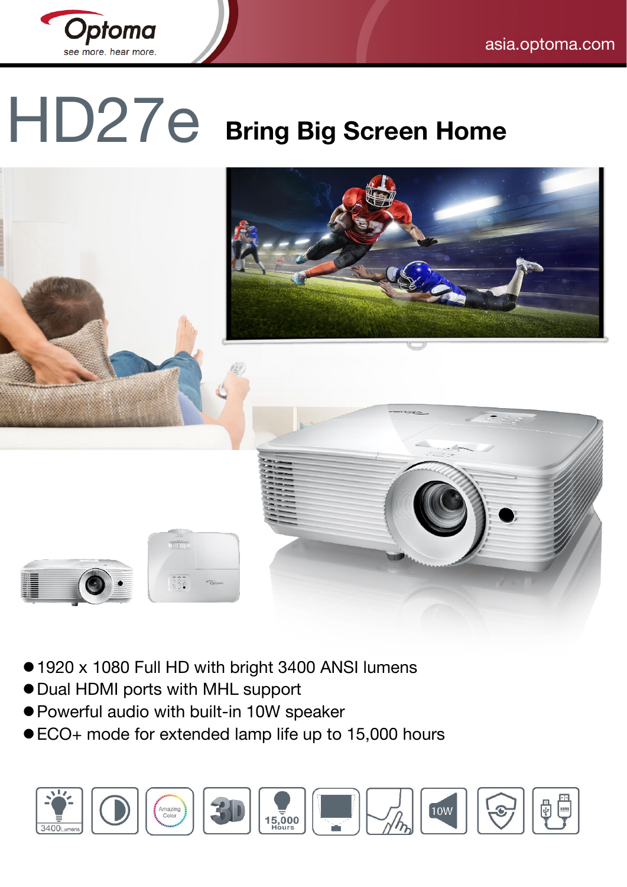# HD27e **Bring Big Screen Home**

- 1920 x 1080 Full HD with bright 3400 ANSI lumens
- Dual HDMI ports with MHL support
- Powerful audio with built-in 10W speaker
- ECO+ mode for extended lamp life up to 15,000 hours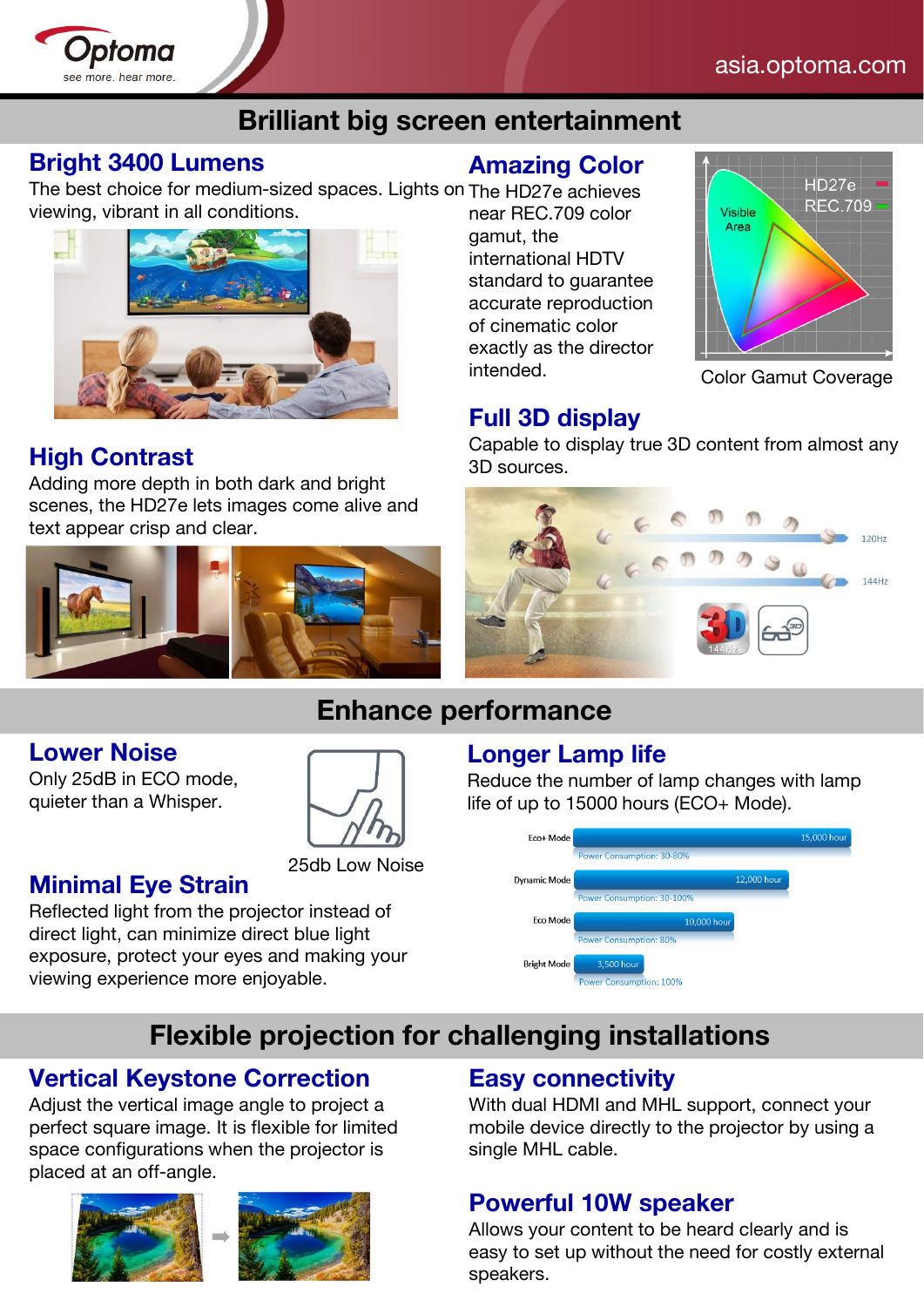## Brilliant big screen entertainment

### Bright 3400 Lumens

The best choice for medium-sized spaces. Lights on viewing, vibrant in all conditions.

### Amazing Color

The HD27e achieves near REC.709 color gamut, the international HDTV standard to guarantee accurate reproduction of cinematic color exactly as the director intended.

Color Gamut Coverage

### High Contrast

Adding more depth in both dark and bright scenes, the HD27e lets images come alive and text appear crisp and clear.

### Full 3D display

Capable to display true 3D content from almost any 3D sources.

## Enhance performance

### Lower Noise

Only 25dB in ECO mode, quieter than a Whisper.

25db Low Noise

### Minimal Eye Strain

Reflected light from the projector instead of direct light, can minimize direct blue light exposure, protect your eyes and making your viewing experience more enjoyable.

### Longer Lamp life

Reduce the number of lamp changes with lamp life of up to 15000 hours (ECO+ Mode).

| Mode | Lamp life | Power Consumption |
| --- | --- | --- |
| Eco+ Mode | 15,000 hour | 30-80% |
| Dynamic Mode | 12,000 hour | 30-100% |
| Eco Mode | 10,000 hour | 80% |
| Bright Mode | 3,500 hour | 100% |

## Flexible projection for challenging installations

### Vertical Keystone Correction

Adjust the vertical image angle to project a perfect square image. It is flexible for limited space configurations when the projector is placed at an off-angle.

### Easy connectivity

With dual HDMI and MHL support, connect your mobile device directly to the projector by using a single MHL cable.

### Powerful 10W speaker

Allows your content to be heard clearly and is easy to set up without the need for costly external speakers.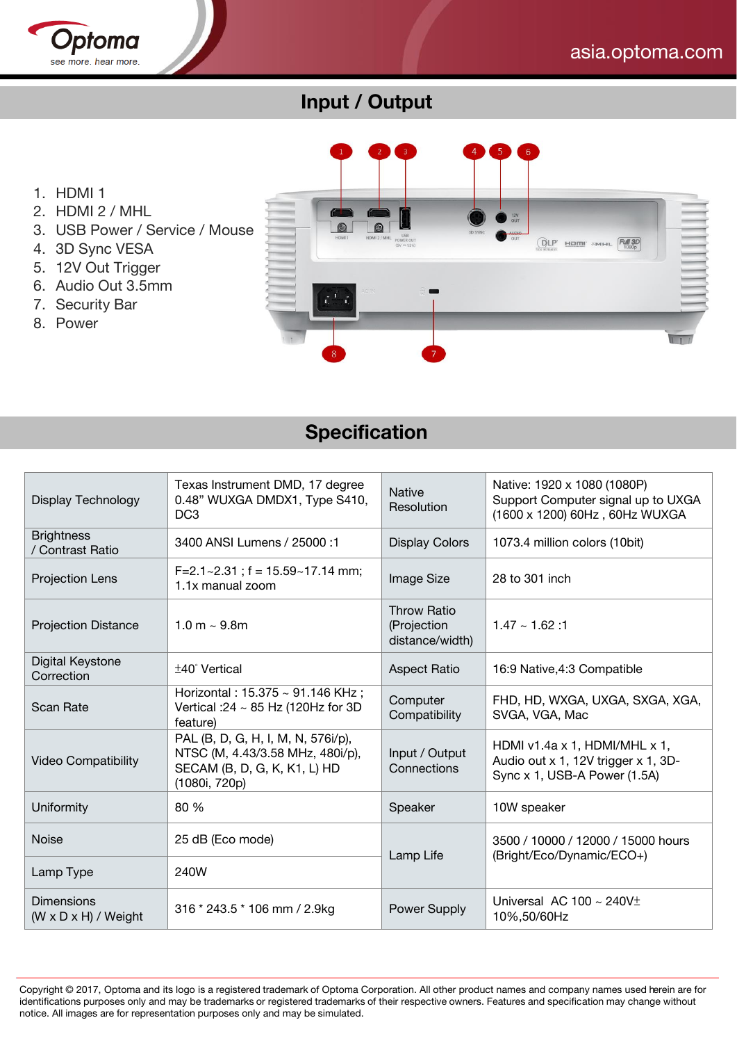## Input / Output

1. HDMI 1
2. HDMI 2 / MHL
3. USB Power / Service / Mouse
4. 3D Sync VESA
5. 12V Out Trigger
6. Audio Out 3.5mm
7. Security Bar
8. Power

## Specification

| | | | |
|---|---|---|---|
| Display Technology | Texas Instrument DMD, 17 degree 0.48" WUXGA DMDX1, Type S410, DC3 | Native Resolution | Native: 1920 x 1080 (1080P) Support Computer signal up to UXGA (1600 x 1200) 60Hz , 60Hz WUXGA |
| Brightness / Contrast Ratio | 3400 ANSI Lumens / 25000 :1 | Display Colors | 1073.4 million colors (10bit) |
| Projection Lens | F=2.1~2.31 ; f = 15.59~17.14 mm; 1.1x manual zoom | Image Size | 28 to 301 inch |
| Projection Distance | 1.0 m ~ 9.8m | Throw Ratio (Projection distance/width) | 1.47 ~ 1.62 :1 |
| Digital Keystone Correction | ±40° Vertical | Aspect Ratio | 16:9 Native,4:3 Compatible |
| Scan Rate | Horizontal : 15.375 ~ 91.146 KHz ; Vertical :24 ~ 85 Hz (120Hz for 3D feature) | Computer Compatibility | FHD, HD, WXGA, UXGA, SXGA, XGA, SVGA, VGA, Mac |
| Video Compatibility | PAL (B, D, G, H, I, M, N, 576i/p), NTSC (M, 4.43/3.58 MHz, 480i/p), SECAM (B, D, G, K, K1, L) HD (1080i, 720p) | Input / Output Connections | HDMI v1.4a x 1, HDMI/MHL x 1, Audio out x 1, 12V trigger x 1, 3D-Sync x 1, USB-A Power (1.5A) |
| Uniformity | 80 % | Speaker | 10W speaker |
| Noise | 25 dB (Eco mode) | Lamp Life | 3500 / 10000 / 12000 / 15000 hours (Bright/Eco/Dynamic/ECO+) |
| Lamp Type | 240W | | |
| Dimensions (W x D x H) / Weight | 316 * 243.5 * 106 mm / 2.9kg | Power Supply | Universal AC 100 ~ 240V± 10%,50/60Hz |

Copyright © 2017, Optoma and its logo is a registered trademark of Optoma Corporation. All other product names and company names used herein are for identifications purposes only and may be trademarks or registered trademarks of their respective owners. Features and specification may change without notice. All images are for representation purposes only and may be simulated.